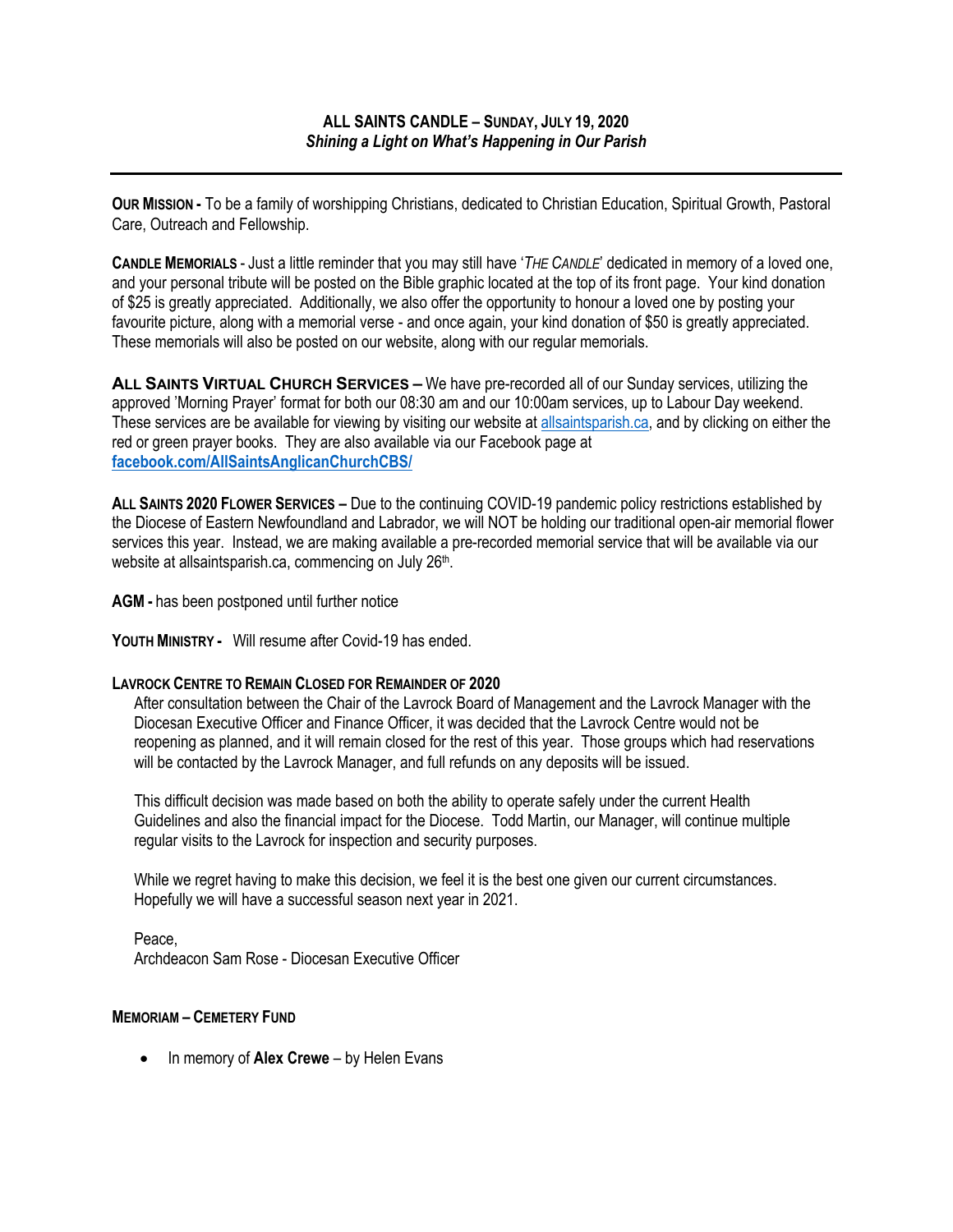**ALL SAINTS CANDLE – SUNDAY, JULY 19, 2020**
***Shining a Light on What's Happening in Our Parish***

---

**OUR MISSION -** To be a family of worshipping Christians, dedicated to Christian Education, Spiritual Growth, Pastoral Care, Outreach and Fellowship.

**CANDLE MEMORIALS** - Just a little reminder that you may still have '*THE CANDLE*' dedicated in memory of a loved one, and your personal tribute will be posted on the Bible graphic located at the top of its front page. Your kind donation of $25 is greatly appreciated. Additionally, we also offer the opportunity to honour a loved one by posting your favourite picture, along with a memorial verse - and once again, your kind donation of $50 is greatly appreciated. These memorials will also be posted on our website, along with our regular memorials.

**ALL SAINTS VIRTUAL CHURCH SERVICES –** We have pre-recorded all of our Sunday services, utilizing the approved 'Morning Prayer' format for both our 08:30 am and our 10:00am services, up to Labour Day weekend. These services are be available for viewing by visiting our website at allsaintsparish.ca, and by clicking on either the red or green prayer books. They are also available via our Facebook page at **facebook.com/AllSaintsAnglicanChurchCBS/**

**ALL SAINTS 2020 FLOWER SERVICES –** Due to the continuing COVID-19 pandemic policy restrictions established by the Diocese of Eastern Newfoundland and Labrador, we will NOT be holding our traditional open-air memorial flower services this year. Instead, we are making available a pre-recorded memorial service that will be available via our website at allsaintsparish.ca, commencing on July 26th.

**AGM -** has been postponed until further notice

**YOUTH MINISTRY -** Will resume after Covid-19 has ended.

**LAVROCK CENTRE TO REMAIN CLOSED FOR REMAINDER OF 2020**

After consultation between the Chair of the Lavrock Board of Management and the Lavrock Manager with the Diocesan Executive Officer and Finance Officer, it was decided that the Lavrock Centre would not be reopening as planned, and it will remain closed for the rest of this year. Those groups which had reservations will be contacted by the Lavrock Manager, and full refunds on any deposits will be issued.

This difficult decision was made based on both the ability to operate safely under the current Health Guidelines and also the financial impact for the Diocese. Todd Martin, our Manager, will continue multiple regular visits to the Lavrock for inspection and security purposes.

While we regret having to make this decision, we feel it is the best one given our current circumstances. Hopefully we will have a successful season next year in 2021.

Peace,
Archdeacon Sam Rose - Diocesan Executive Officer

**MEMORIAM – CEMETERY FUND**

- In memory of **Alex Crewe** – by Helen Evans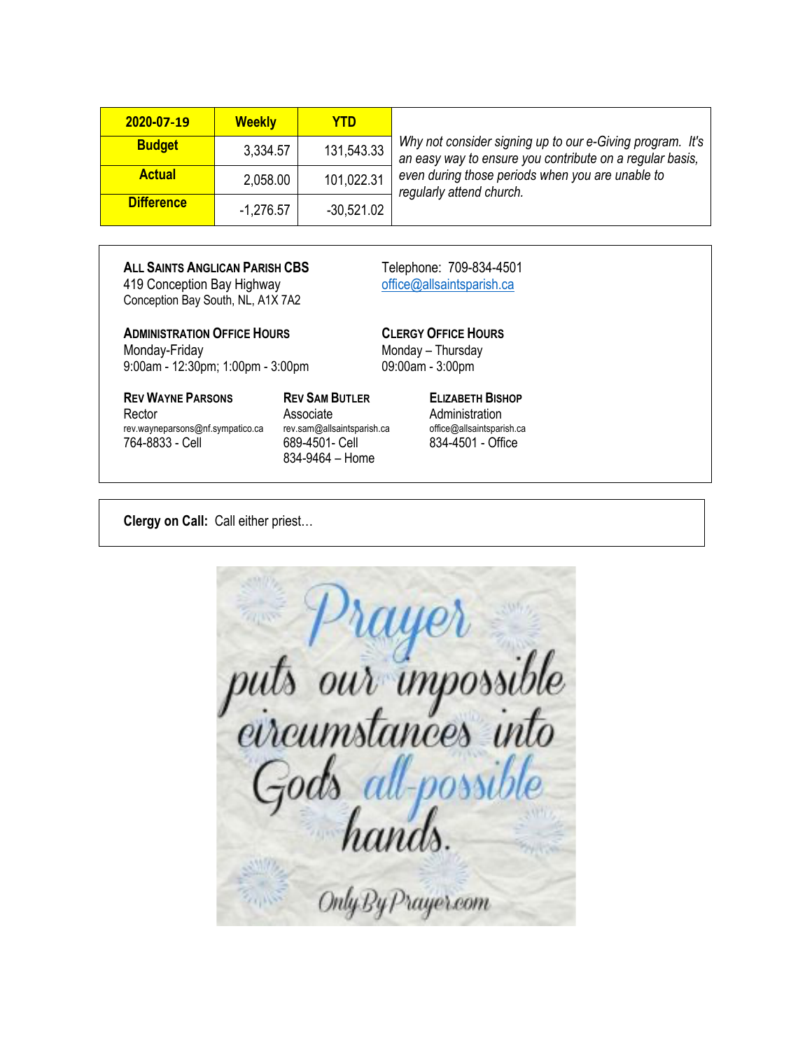| 2020-07-19 | Weekly | YTD |
|---|---|---|
| **Budget** | 3,334.57 | 131,543.33 |
| **Actual** | 2,058.00 | 101,022.31 |
| **Difference** | -1,276.57 | -30,521.02 |

*Why not consider signing up to our e-Giving program. It's an easy way to ensure you contribute on a regular basis, even during those periods when you are unable to regularly attend church.*

**ALL SAINTS ANGLICAN PARISH CBS**
419 Conception Bay Highway
Conception Bay South, NL, A1X 7A2

Telephone: 709-834-4501
office@allsaintsparish.ca

**ADMINISTRATION OFFICE HOURS**
Monday-Friday
9:00am - 12:30pm; 1:00pm - 3:00pm

**CLERGY OFFICE HOURS**
Monday – Thursday
09:00am - 3:00pm

**REV WAYNE PARSONS**
Rector
rev.wayneparsons@nf.sympatico.ca
764-8833 - Cell

**REV SAM BUTLER**
Associate
rev.sam@allsaintsparish.ca
689-4501- Cell
834-9464 – Home

**ELIZABETH BISHOP**
Administration
office@allsaintsparish.ca
834-4501 - Office

**Clergy on Call:** Call either priest…

Prayer puts our impossible circumstances into Gods all-possible hands.

OnlyByPrayer.com